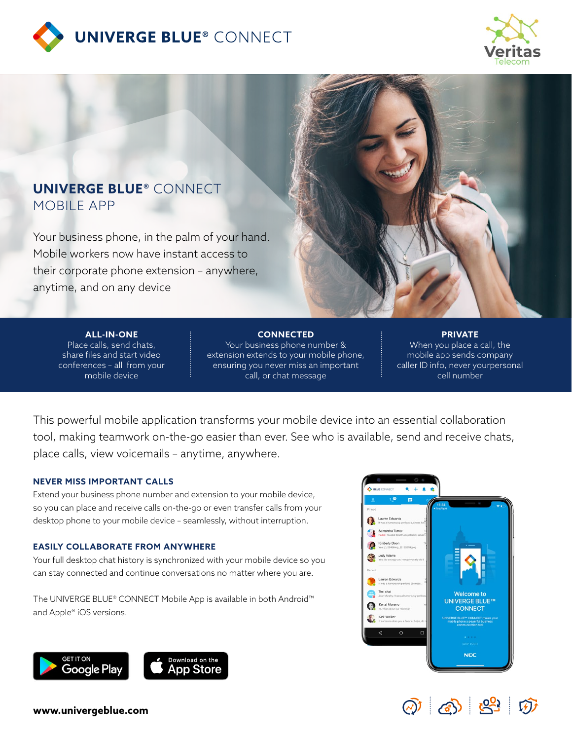# UNIVERGE BLUE® CONNECT

Veritas Telecom

## UNIVERGE BLUE® CONNECT MOBILE APP

Your business phone, in the palm of your hand. Mobile workers now have instant access to their corporate phone extension – anywhere, anytime, and on any device

**ALL-IN-ONE**
Place calls, send chats, share files and start video conferences – all from your mobile device

**CONNECTED**
Your business phone number & extension extends to your mobile phone, ensuring you never miss an important call, or chat message

**PRIVATE**
When you place a call, the mobile app sends company caller ID info, never yourpersonal cell number

This powerful mobile application transforms your mobile device into an essential collaboration tool, making teamwork on-the-go easier than ever. See who is available, send and receive chats, place calls, view voicemails – anytime, anywhere.

### NEVER MISS IMPORTANT CALLS

Extend your business phone number and extension to your mobile device, so you can place and receive calls on-the-go or even transfer calls from your desktop phone to your mobile device – seamlessly, without interruption.

### EASILY COLLABORATE FROM ANYWHERE

Your full desktop chat history is synchronized with your mobile device so you can stay connected and continue conversations no matter where you are.

The UNIVERGE BLUE® CONNECT Mobile App is available in both Android™ and Apple® iOS versions.

GET IT ON Google Play | Download on the App Store

**www.univergeblue.com**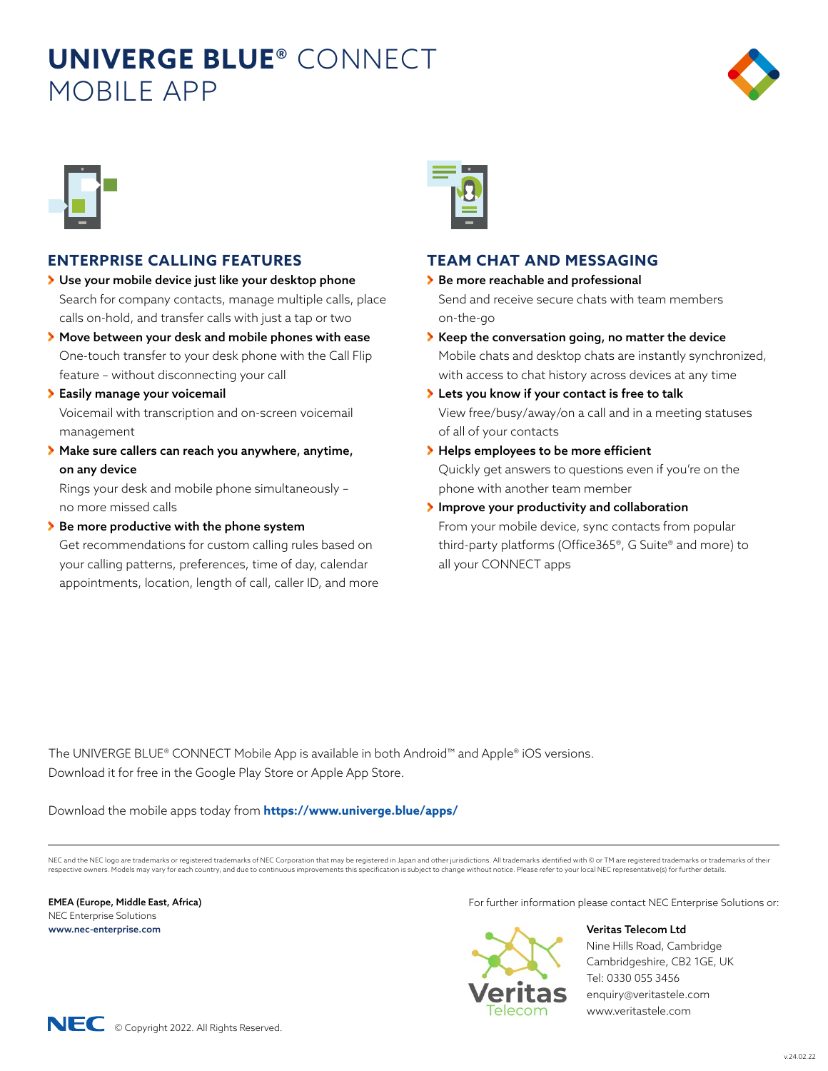# UNIVERGE BLUE® CONNECT MOBILE APP

## ENTERPRISE CALLING FEATURES

- **Use your mobile device just like your desktop phone**
  Search for company contacts, manage multiple calls, place calls on-hold, and transfer calls with just a tap or two
- **Move between your desk and mobile phones with ease**
  One-touch transfer to your desk phone with the Call Flip feature – without disconnecting your call
- **Easily manage your voicemail**
  Voicemail with transcription and on-screen voicemail management
- **Make sure callers can reach you anywhere, anytime, on any device**
  Rings your desk and mobile phone simultaneously – no more missed calls
- **Be more productive with the phone system**
  Get recommendations for custom calling rules based on your calling patterns, preferences, time of day, calendar appointments, location, length of call, caller ID, and more

## TEAM CHAT AND MESSAGING

- **Be more reachable and professional**
  Send and receive secure chats with team members on-the-go
- **Keep the conversation going, no matter the device**
  Mobile chats and desktop chats are instantly synchronized, with access to chat history across devices at any time
- **Lets you know if your contact is free to talk**
  View free/busy/away/on a call and in a meeting statuses of all of your contacts
- **Helps employees to be more efficient**
  Quickly get answers to questions even if you're on the phone with another team member
- **Improve your productivity and collaboration**
  From your mobile device, sync contacts from popular third-party platforms (Office365®, G Suite® and more) to all your CONNECT apps

The UNIVERGE BLUE® CONNECT Mobile App is available in both Android™ and Apple® iOS versions.
Download it for free in the Google Play Store or Apple App Store.

Download the mobile apps today from **https://www.univerge.blue/apps/**

NEC and the NEC logo are trademarks or registered trademarks of NEC Corporation that may be registered in Japan and other jurisdictions. All trademarks identified with © or TM are registered trademarks or trademarks of their respective owners. Models may vary for each country, and due to continuous improvements this specification is subject to change without notice. Please refer to your local NEC representative(s) for further details.

**EMEA (Europe, Middle East, Africa)**
NEC Enterprise Solutions
**www.nec-enterprise.com**

For further information please contact NEC Enterprise Solutions or:

**Veritas Telecom Ltd**
Nine Hills Road, Cambridge
Cambridgeshire, CB2 1GE, UK
Tel: 0330 055 3456
enquiry@veritastele.com
www.veritastele.com

NEC © Copyright 2022. All Rights Reserved.

v.24.02.22